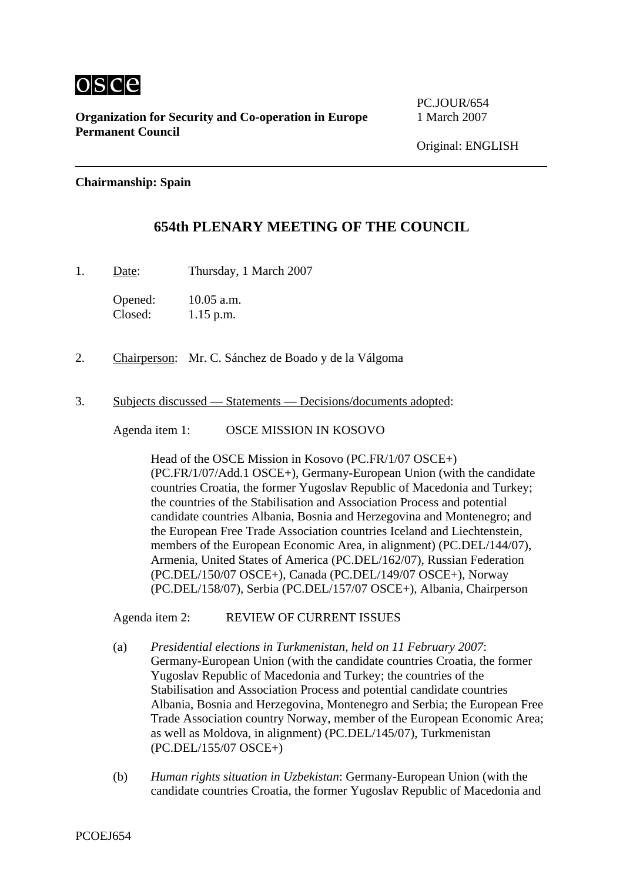osce

**Organization for Security and Co-operation in Europe**
**Permanent Council**

PC.JOUR/654
1 March 2007

Original: ENGLISH

**Chairmanship: Spain**

## 654th PLENARY MEETING OF THE COUNCIL

1. Date: Thursday, 1 March 2007

   Opened: 10.05 a.m.
   Closed: 1.15 p.m.

2. Chairperson: Mr. C. Sánchez de Boado y de la Válgoma

3. Subjects discussed — Statements — Decisions/documents adopted:

   Agenda item 1: OSCE MISSION IN KOSOVO

   Head of the OSCE Mission in Kosovo (PC.FR/1/07 OSCE+) (PC.FR/1/07/Add.1 OSCE+), Germany-European Union (with the candidate countries Croatia, the former Yugoslav Republic of Macedonia and Turkey; the countries of the Stabilisation and Association Process and potential candidate countries Albania, Bosnia and Herzegovina and Montenegro; and the European Free Trade Association countries Iceland and Liechtenstein, members of the European Economic Area, in alignment) (PC.DEL/144/07), Armenia, United States of America (PC.DEL/162/07), Russian Federation (PC.DEL/150/07 OSCE+), Canada (PC.DEL/149/07 OSCE+), Norway (PC.DEL/158/07), Serbia (PC.DEL/157/07 OSCE+), Albania, Chairperson

   Agenda item 2: REVIEW OF CURRENT ISSUES

   (a) *Presidential elections in Turkmenistan, held on 11 February 2007*: Germany-European Union (with the candidate countries Croatia, the former Yugoslav Republic of Macedonia and Turkey; the countries of the Stabilisation and Association Process and potential candidate countries Albania, Bosnia and Herzegovina, Montenegro and Serbia; the European Free Trade Association country Norway, member of the European Economic Area; as well as Moldova, in alignment) (PC.DEL/145/07), Turkmenistan (PC.DEL/155/07 OSCE+)

   (b) *Human rights situation in Uzbekistan*: Germany-European Union (with the candidate countries Croatia, the former Yugoslav Republic of Macedonia and

PCOEJ654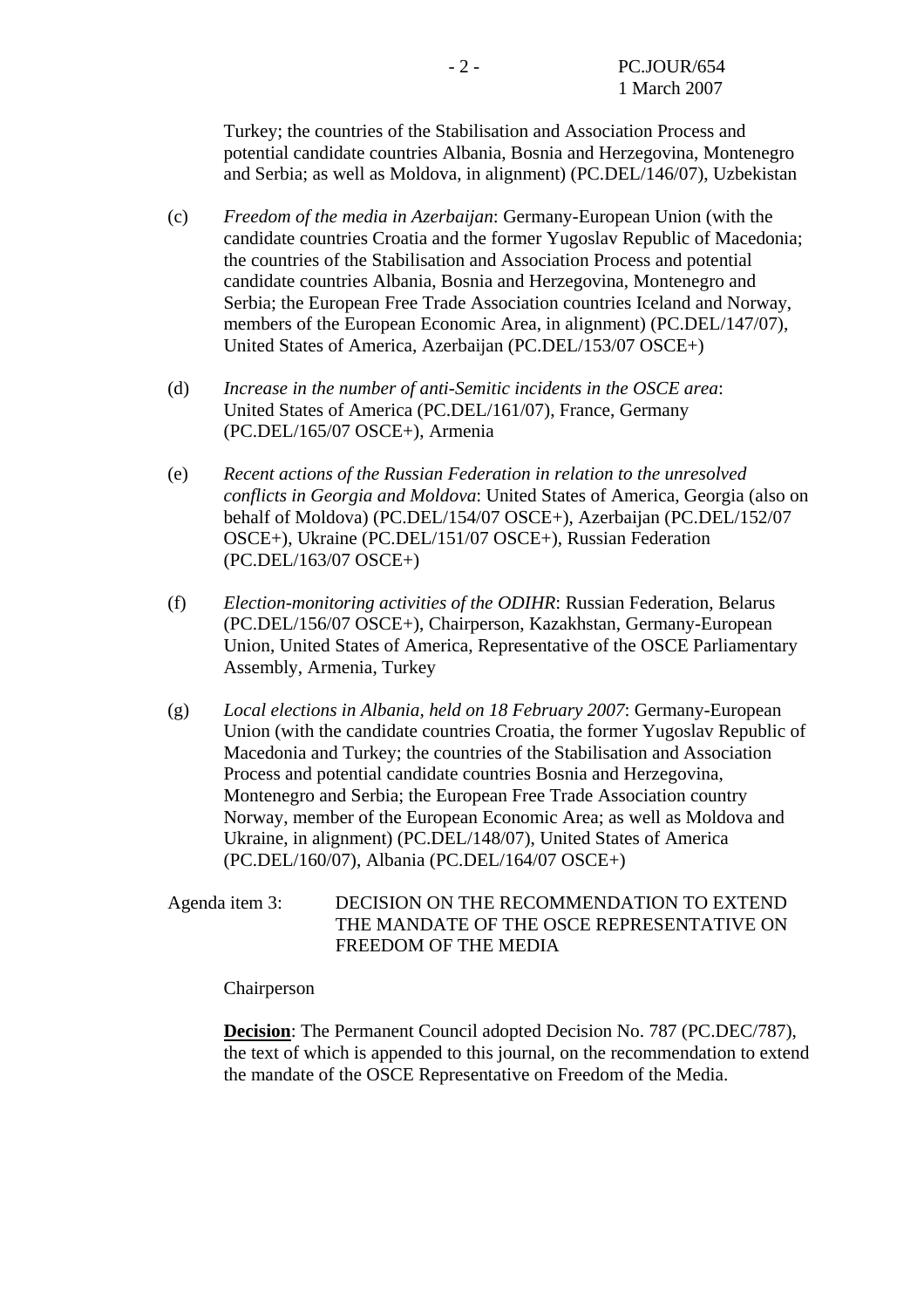Turkey; the countries of the Stabilisation and Association Process and potential candidate countries Albania, Bosnia and Herzegovina, Montenegro and Serbia; as well as Moldova, in alignment) (PC.DEL/146/07), Uzbekistan

(c) *Freedom of the media in Azerbaijan*: Germany-European Union (with the candidate countries Croatia and the former Yugoslav Republic of Macedonia; the countries of the Stabilisation and Association Process and potential candidate countries Albania, Bosnia and Herzegovina, Montenegro and Serbia; the European Free Trade Association countries Iceland and Norway, members of the European Economic Area, in alignment) (PC.DEL/147/07), United States of America, Azerbaijan (PC.DEL/153/07 OSCE+)

(d) *Increase in the number of anti-Semitic incidents in the OSCE area*: United States of America (PC.DEL/161/07), France, Germany (PC.DEL/165/07 OSCE+), Armenia

(e) *Recent actions of the Russian Federation in relation to the unresolved conflicts in Georgia and Moldova*: United States of America, Georgia (also on behalf of Moldova) (PC.DEL/154/07 OSCE+), Azerbaijan (PC.DEL/152/07 OSCE+), Ukraine (PC.DEL/151/07 OSCE+), Russian Federation (PC.DEL/163/07 OSCE+)

(f) *Election-monitoring activities of the ODIHR*: Russian Federation, Belarus (PC.DEL/156/07 OSCE+), Chairperson, Kazakhstan, Germany-European Union, United States of America, Representative of the OSCE Parliamentary Assembly, Armenia, Turkey

(g) *Local elections in Albania, held on 18 February 2007*: Germany-European Union (with the candidate countries Croatia, the former Yugoslav Republic of Macedonia and Turkey; the countries of the Stabilisation and Association Process and potential candidate countries Bosnia and Herzegovina, Montenegro and Serbia; the European Free Trade Association country Norway, member of the European Economic Area; as well as Moldova and Ukraine, in alignment) (PC.DEL/148/07), United States of America (PC.DEL/160/07), Albania (PC.DEL/164/07 OSCE+)

Agenda item 3: DECISION ON THE RECOMMENDATION TO EXTEND THE MANDATE OF THE OSCE REPRESENTATIVE ON FREEDOM OF THE MEDIA

Chairperson

**Decision**: The Permanent Council adopted Decision No. 787 (PC.DEC/787), the text of which is appended to this journal, on the recommendation to extend the mandate of the OSCE Representative on Freedom of the Media.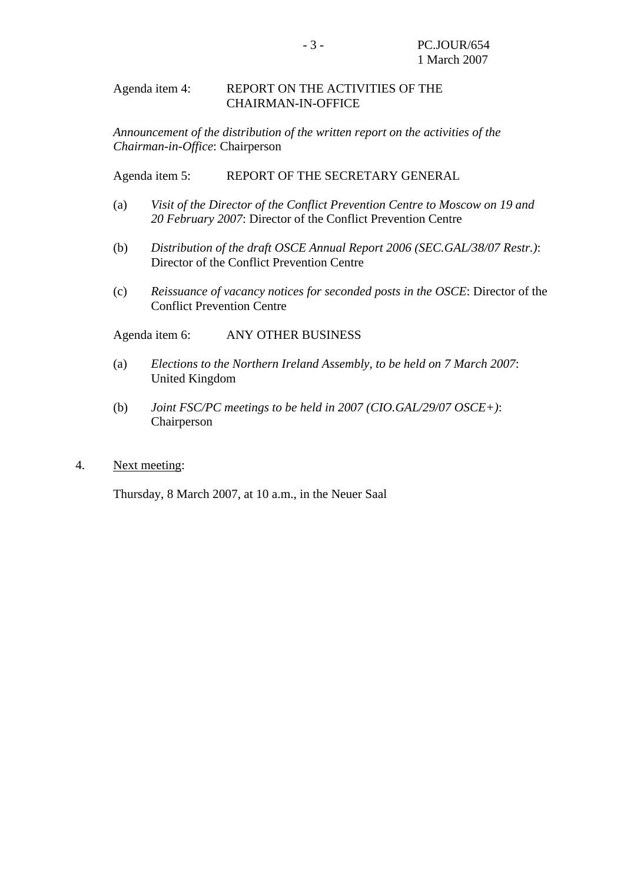Agenda item 4: REPORT ON THE ACTIVITIES OF THE CHAIRMAN-IN-OFFICE

*Announcement of the distribution of the written report on the activities of the Chairman-in-Office*: Chairperson

Agenda item 5: REPORT OF THE SECRETARY GENERAL

(a) *Visit of the Director of the Conflict Prevention Centre to Moscow on 19 and 20 February 2007*: Director of the Conflict Prevention Centre

(b) *Distribution of the draft OSCE Annual Report 2006 (SEC.GAL/38/07 Restr.)*: Director of the Conflict Prevention Centre

(c) *Reissuance of vacancy notices for seconded posts in the OSCE*: Director of the Conflict Prevention Centre

Agenda item 6: ANY OTHER BUSINESS

(a) *Elections to the Northern Ireland Assembly, to be held on 7 March 2007*: United Kingdom

(b) *Joint FSC/PC meetings to be held in 2007 (CIO.GAL/29/07 OSCE+)*: Chairperson

4. Next meeting:

Thursday, 8 March 2007, at 10 a.m., in the Neuer Saal